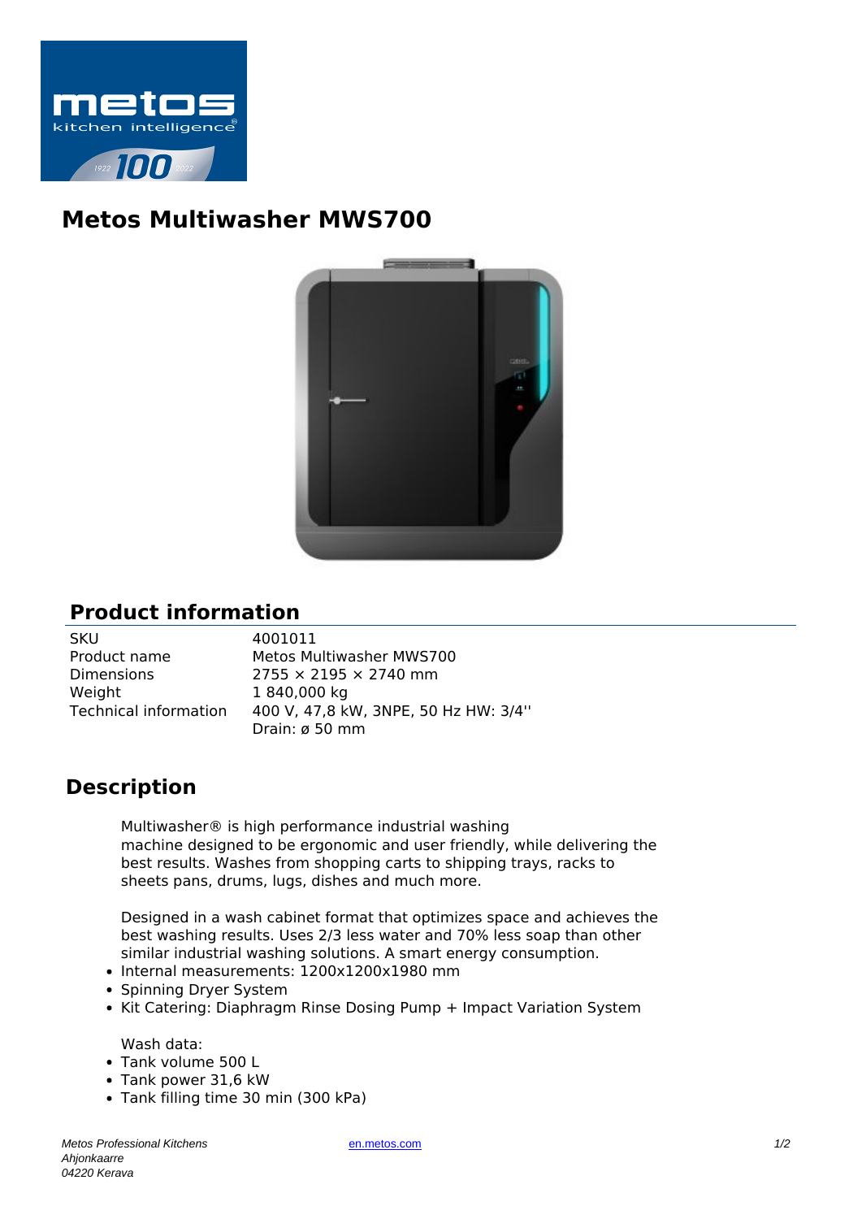# Metos Multiwasher MWS700

## Product information

| | |
|---|---|
| SKU | 4001011 |
| Product name | Metos Multiwasher MWS700 |
| Dimensions | 2755 × 2195 × 2740 mm |
| Weight | 1 840,000 kg |
| Technical information | 400 V, 47,8 kW, 3NPE, 50 Hz HW: 3/4''<br>Drain: ø 50 mm |

## Description

Multiwasher® is high performance industrial washing machine designed to be ergonomic and user friendly, while delivering the best results. Washes from shopping carts to shipping trays, racks to sheets pans, drums, lugs, dishes and much more.

Designed in a wash cabinet format that optimizes space and achieves the best washing results. Uses 2/3 less water and 70% less soap than other similar industrial washing solutions. A smart energy consumption.

- Internal measurements: 1200x1200x1980 mm
- Spinning Dryer System
- Kit Catering: Diaphragm Rinse Dosing Pump + Impact Variation System

Wash data:

- Tank volume 500 L
- Tank power 31,6 kW
- Tank filling time 30 min (300 kPa)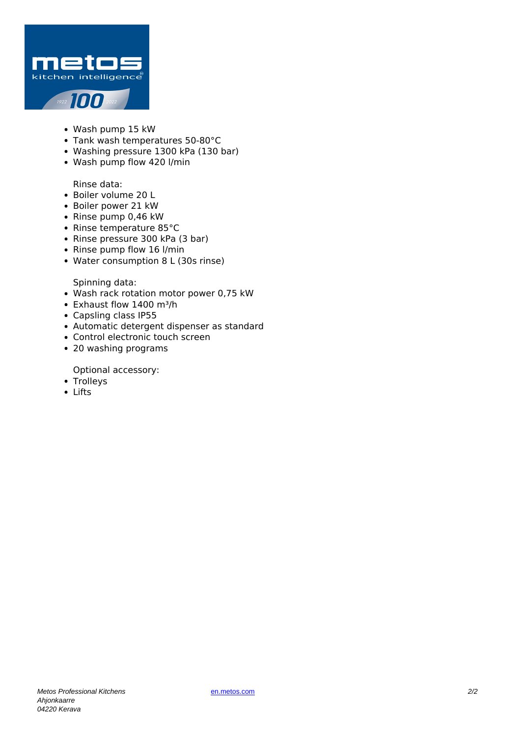- Wash pump 15 kW
- Tank wash temperatures 50-80°C
- Washing pressure 1300 kPa (130 bar)
- Wash pump flow 420 l/min

Rinse data:

- Boiler volume 20 L
- Boiler power 21 kW
- Rinse pump 0,46 kW
- Rinse temperature 85°C
- Rinse pressure 300 kPa (3 bar)
- Rinse pump flow 16 l/min
- Water consumption 8 L (30s rinse)

Spinning data:

- Wash rack rotation motor power 0,75 kW
- Exhaust flow 1400 m³/h
- Capsling class IP55
- Automatic detergent dispenser as standard
- Control electronic touch screen
- 20 washing programs

Optional accessory:

- Trolleys
- Lifts